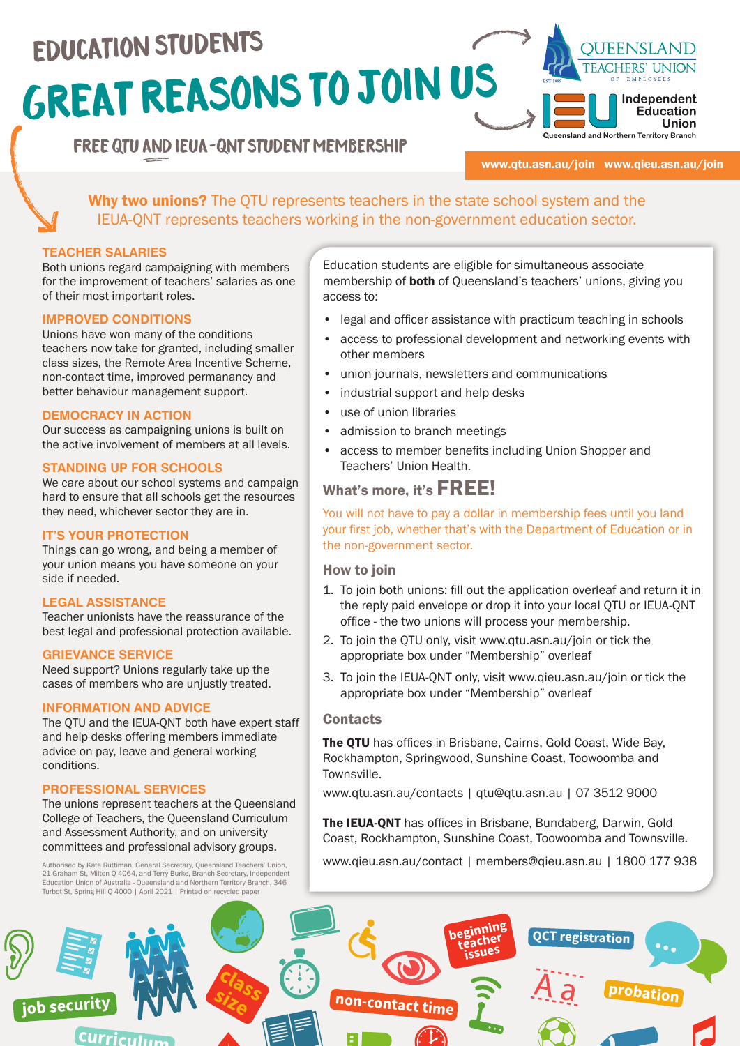# EDUCATION STUDENTS

# GREAT REASONS TO JOIN US

## FREE QTU AND IEUA-QNT STUDENT MEMBERSHIP

QUEENSLAND TEACHERS' UNION OF EMPLOYEES

Independent Education Union Queensland and Northern Territory Branch

www.qtu.asn.au/join www.qieu.asn.au/join

**Why two unions?** The QTU represents teachers in the state school system and the IEUA-QNT represents teachers working in the non-government education sector.

### TEACHER SALARIES

Both unions regard campaigning with members for the improvement of teachers' salaries as one of their most important roles.

### IMPROVED CONDITIONS

Unions have won many of the conditions teachers now take for granted, including smaller class sizes, the Remote Area Incentive Scheme, non-contact time, improved permanancy and better behaviour management support.

### DEMOCRACY IN ACTION

Our success as campaigning unions is built on the active involvement of members at all levels.

### STANDING UP FOR SCHOOLS

We care about our school systems and campaign hard to ensure that all schools get the resources they need, whichever sector they are in.

### IT'S YOUR PROTECTION

Things can go wrong, and being a member of your union means you have someone on your side if needed.

### LEGAL ASSISTANCE

Teacher unionists have the reassurance of the best legal and professional protection available.

### GRIEVANCE SERVICE

Need support? Unions regularly take up the cases of members who are unjustly treated.

### INFORMATION AND ADVICE

The QTU and the IEUA-QNT both have expert staff and help desks offering members immediate advice on pay, leave and general working conditions.

### PROFESSIONAL SERVICES

The unions represent teachers at the Queensland College of Teachers, the Queensland Curriculum and Assessment Authority, and on university committees and professional advisory groups.

Education students are eligible for simultaneous associate membership of **both** of Queensland's teachers' unions, giving you access to:

- legal and officer assistance with practicum teaching in schools
- access to professional development and networking events with other members
- union journals, newsletters and communications
- industrial support and help desks
- use of union libraries
- admission to branch meetings
- access to member benefits including Union Shopper and Teachers' Union Health.

### What's more, it's FREE!

You will not have to pay a dollar in membership fees until you land your first job, whether that's with the Department of Education or in the non-government sector.

### How to join

1. To join both unions: fill out the application overleaf and return it in the reply paid envelope or drop it into your local QTU or IEUA-QNT office - the two unions will process your membership.
2. To join the QTU only, visit www.qtu.asn.au/join or tick the appropriate box under "Membership" overleaf
3. To join the IEUA-QNT only, visit www.qieu.asn.au/join or tick the appropriate box under "Membership" overleaf

### Contacts

**The QTU** has offices in Brisbane, Cairns, Gold Coast, Wide Bay, Rockhampton, Springwood, Sunshine Coast, Toowoomba and Townsville.

www.qtu.asn.au/contacts | qtu@qtu.asn.au | 07 3512 9000

**The IEUA-QNT** has offices in Brisbane, Bundaberg, Darwin, Gold Coast, Rockhampton, Sunshine Coast, Toowoomba and Townsville.

www.qieu.asn.au/contact | members@qieu.asn.au | 1800 177 938

Authorised by Kate Ruttiman, General Secretary, Queensland Teachers' Union, 21 Graham St, Milton Q 4064, and Terry Burke, Branch Secretary, Independent Education Union of Australia - Queensland and Northern Territory Branch, 346 Turbot St, Spring Hill Q 4000 | April 2021 | Printed on recycled paper

job security · curriculum · class size · non-contact time · beginning teacher issues · QCT registration · probation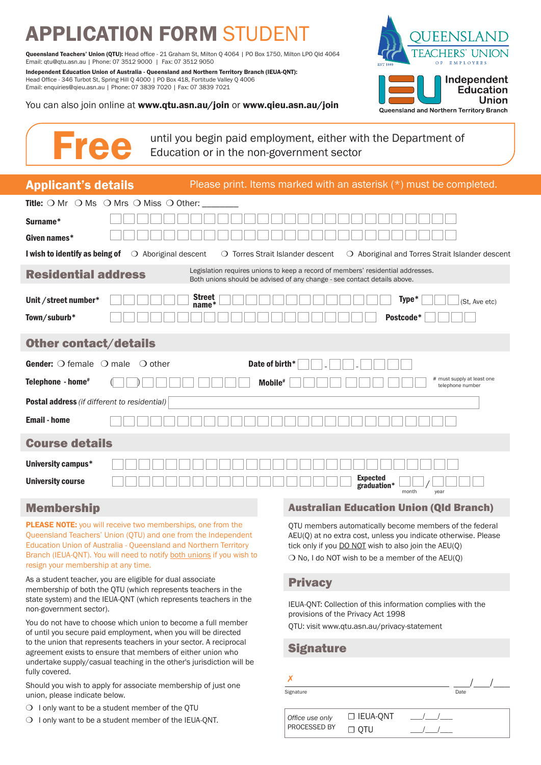# APPLICATION FORM STUDENT

**Queensland Teachers' Union (QTU):** Head office - 21 Graham St, Milton Q 4064 | PO Box 1750, Milton LPO Qld 4064
Email: qtu@qtu.asn.au | Phone: 07 3512 9000 | Fax: 07 3512 9050

**Independent Education Union of Australia - Queensland and Northern Territory Branch (IEUA-QNT):**
Head Office - 346 Turbot St, Spring Hill Q 4000 | PO Box 418, Fortitude Valley Q 4006
Email: enquiries@qieu.asn.au | Phone: 07 3839 7020 | Fax: 07 3839 7021

You can also join online at **www.qtu.asn.au/join** or **www.qieu.asn.au/join**

QUEENSLAND TEACHERS' UNION OF EMPLOYEES
EST 1889

Independent Education Union
Queensland and Northern Territory Branch

**Free** until you begin paid employment, either with the Department of Education or in the non-government sector

## Applicant's details

Please print. Items marked with an asterisk (*) must be completed.

**Title:** ❍ Mr ❍ Ms ❍ Mrs ❍ Miss ❍ Other: ________

**Surname***

**Given names***

**I wish to identify as being of** ❍ Aboriginal descent ❍ Torres Strait Islander descent ❍ Aboriginal and Torres Strait Islander descent

## Residential address

Legislation requires unions to keep a record of members' residential addresses. Both unions should be advised of any change - see contact details above.

**Unit / street number*** **Street name*** **Type*** (St, Ave etc)

**Town/suburb*** **Postcode***

## Other contact/details

**Gender:** ❍ female ❍ male ❍ other **Date of birth*** __ - __ - ____

**Telephone - home#** ( ) **Mobile#** # must supply at least one telephone number

**Postal address** *(if different to residential)*

**Email - home**

## Course details

**University campus***

**University course** **Expected graduation*** month / year

## Membership

**PLEASE NOTE:** you will receive two memberships, one from the Queensland Teachers' Union (QTU) and one from the Independent Education Union of Australia - Queensland and Northern Territory Branch (IEUA-QNT). You will need to notify both unions if you wish to resign your membership at any time.

As a student teacher, you are eligible for dual associate membership of both the QTU (which represents teachers in the state system) and the IEUA-QNT (which represents teachers in the non-government sector).

You do not have to choose which union to become a full member of until you secure paid employment, when you will be directed to the union that represents teachers in your sector. A reciprocal agreement exists to ensure that members of either union who undertake supply/casual teaching in the other's jurisdiction will be fully covered.

Should you wish to apply for associate membership of just one union, please indicate below.

❍ I only want to be a student member of the QTU

❍ I only want to be a student member of the IEUA-QNT.

## Australian Education Union (Qld Branch)

QTU members automatically become members of the federal AEU(Q) at no extra cost, unless you indicate otherwise. Please tick only if you DO NOT wish to also join the AEU(Q)

❍ No, I do NOT wish to be a member of the AEU(Q)

## Privacy

IEUA-QNT: Collection of this information complies with the provisions of the Privacy Act 1998

QTU: visit www.qtu.asn.au/privacy-statement

## Signature

✗ ______________________________ ___/___/___

Signature Date

| | | |
|---|---|---|
| *Office use only* PROCESSED BY | ☐ IEUA-QNT | ___/___/___ |
| | ☐ QTU | ___/___/___ |